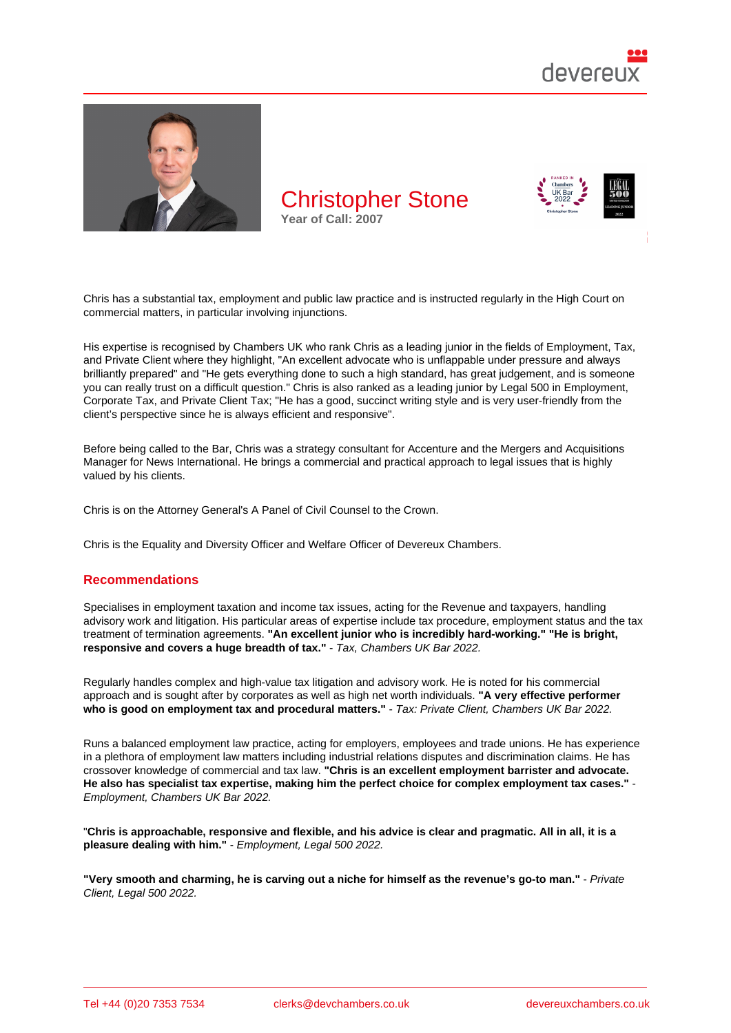# Christopher Stone

Year of Call: 2007

Chris has a substantial tax, employment and public law practice and is instructed regularly in the High Court on commercial matters, in particular involving injunctions.

His expertise is recognised by Chambers UK who rank Chris as a leading junior in the fields of Employment, Tax, and Private Client where they highlight, "An excellent advocate who is unflappable under pressure and always brilliantly prepared" and "He gets everything done to such a high standard, has great judgement, and is someone you can really trust on a difficult question." Chris is also ranked as a leading junior by Legal 500 in Employment, Corporate Tax, and Private Client Tax; "He has a good, succinct writing style and is very user-friendly from the client's perspective since he is always efficient and responsive".

Before being called to the Bar, Chris was a strategy consultant for Accenture and the Mergers and Acquisitions Manager for News International. He brings a commercial and practical approach to legal issues that is highly valued by his clients.

Chris is on the Attorney General's A Panel of Civil Counsel to the Crown.

Chris is the Equality and Diversity Officer and Welfare Officer of Devereux Chambers.

## Recommendations

Specialises in employment taxation and income tax issues, acting for the Revenue and taxpayers, handling advisory work and litigation. His particular areas of expertise include tax procedure, employment status and the tax treatment of termination agreements. **"An excellent junior who is incredibly hard-working." "He is bright, responsive and covers a huge breadth of tax."** - *Tax, Chambers UK Bar 2022.*

Regularly handles complex and high-value tax litigation and advisory work. He is noted for his commercial approach and is sought after by corporates as well as high net worth individuals. **"A very effective performer who is good on employment tax and procedural matters."** - *Tax: Private Client, Chambers UK Bar 2022.*

Runs a balanced employment law practice, acting for employers, employees and trade unions. He has experience in a plethora of employment law matters including industrial relations disputes and discrimination claims. He has crossover knowledge of commercial and tax law. **"Chris is an excellent employment barrister and advocate. He also has specialist tax expertise, making him the perfect choice for complex employment tax cases."** - *Employment, Chambers UK Bar 2022.*

"**Chris is approachable, responsive and flexible, and his advice is clear and pragmatic. All in all, it is a pleasure dealing with him."** - *Employment, Legal 500 2022.*

**"Very smooth and charming, he is carving out a niche for himself as the revenue's go-to man."** - *Private Client, Legal 500 2022.*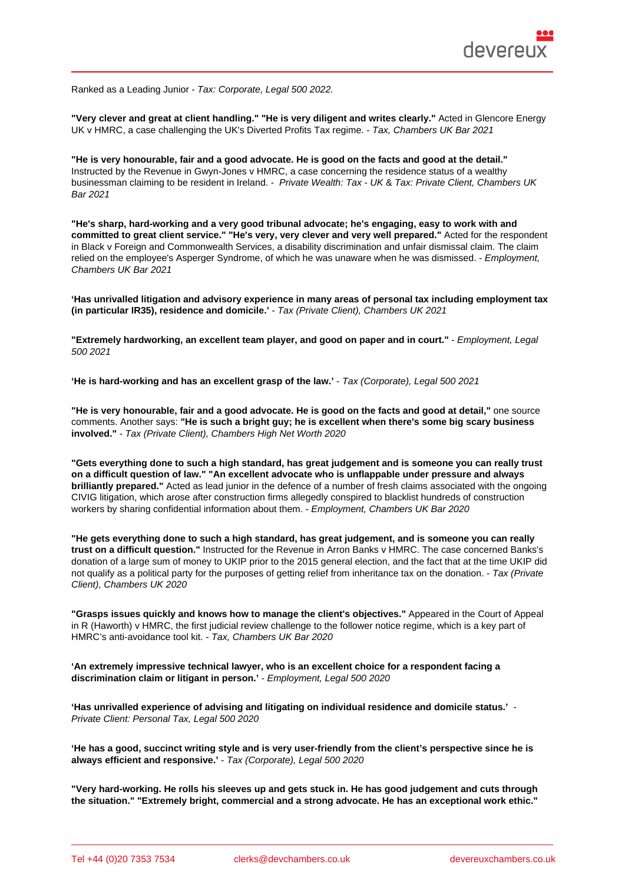Ranked as a Leading Junior - *Tax: Corporate, Legal 500 2022.*

**"Very clever and great at client handling." "He is very diligent and writes clearly."** Acted in Glencore Energy UK v HMRC, a case challenging the UK's Diverted Profits Tax regime. - *Tax, Chambers UK Bar 2021*

**"He is very honourable, fair and a good advocate. He is good on the facts and good at the detail."** Instructed by the Revenue in Gwyn-Jones v HMRC, a case concerning the residence status of a wealthy businessman claiming to be resident in Ireland. - *Private Wealth: Tax - UK* & *Tax: Private Client, Chambers UK Bar 2021*

**"He's sharp, hard-working and a very good tribunal advocate; he's engaging, easy to work with and committed to great client service." "He's very, very clever and very well prepared."** Acted for the respondent in Black v Foreign and Commonwealth Services, a disability discrimination and unfair dismissal claim. The claim relied on the employee's Asperger Syndrome, of which he was unaware when he was dismissed. - *Employment, Chambers UK Bar 2021*

**'Has unrivalled litigation and advisory experience in many areas of personal tax including employment tax (in particular IR35), residence and domicile.'** - *Tax (Private Client), Chambers UK 2021*

**"Extremely hardworking, an excellent team player, and good on paper and in court."** - *Employment, Legal 500 2021*

**'He is hard-working and has an excellent grasp of the law.'** - *Tax (Corporate), Legal 500 2021*

**"He is very honourable, fair and a good advocate. He is good on the facts and good at detail,"** one source comments. Another says: **"He is such a bright guy; he is excellent when there's some big scary business involved."** - *Tax (Private Client), Chambers High Net Worth 2020*

**"Gets everything done to such a high standard, has great judgement and is someone you can really trust on a difficult question of law." "An excellent advocate who is unflappable under pressure and always brilliantly prepared."** Acted as lead junior in the defence of a number of fresh claims associated with the ongoing CIVIG litigation, which arose after construction firms allegedly conspired to blacklist hundreds of construction workers by sharing confidential information about them. - *Employment, Chambers UK Bar 2020*

**"He gets everything done to such a high standard, has great judgement, and is someone you can really trust on a difficult question."** Instructed for the Revenue in Arron Banks v HMRC. The case concerned Banks's donation of a large sum of money to UKIP prior to the 2015 general election, and the fact that at the time UKIP did not qualify as a political party for the purposes of getting relief from inheritance tax on the donation. - *Tax (Private Client), Chambers UK 2020*

**"Grasps issues quickly and knows how to manage the client's objectives."** Appeared in the Court of Appeal in R (Haworth) v HMRC, the first judicial review challenge to the follower notice regime, which is a key part of HMRC's anti-avoidance tool kit. - *Tax, Chambers UK Bar 2020*

**'An extremely impressive technical lawyer, who is an excellent choice for a respondent facing a discrimination claim or litigant in person.'** - *Employment, Legal 500 2020*

**'Has unrivalled experience of advising and litigating on individual residence and domicile status.'** - *Private Client: Personal Tax, Legal 500 2020*

**'He has a good, succinct writing style and is very user-friendly from the client's perspective since he is always efficient and responsive.'** - *Tax (Corporate), Legal 500 2020*

**"Very hard-working. He rolls his sleeves up and gets stuck in. He has good judgement and cuts through the situation." "Extremely bright, commercial and a strong advocate. He has an exceptional work ethic."**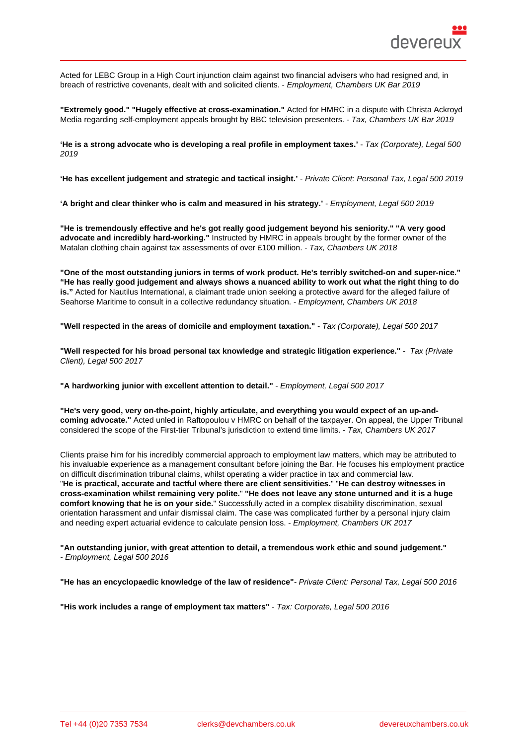Acted for LEBC Group in a High Court injunction claim against two financial advisers who had resigned and, in breach of restrictive covenants, dealt with and solicited clients. - *Employment, Chambers UK Bar 2019*

**"Extremely good." "Hugely effective at cross-examination."** Acted for HMRC in a dispute with Christa Ackroyd Media regarding self-employment appeals brought by BBC television presenters. - *Tax, Chambers UK Bar 2019*

**'He is a strong advocate who is developing a real profile in employment taxes.'** - *Tax (Corporate), Legal 500 2019*

**'He has excellent judgement and strategic and tactical insight.'** - *Private Client: Personal Tax, Legal 500 2019*

**'A bright and clear thinker who is calm and measured in his strategy.'** - *Employment, Legal 500 2019*

**"He is tremendously effective and he's got really good judgement beyond his seniority." "A very good advocate and incredibly hard-working."** Instructed by HMRC in appeals brought by the former owner of the Matalan clothing chain against tax assessments of over £100 million. - *Tax, Chambers UK 2018*

**"One of the most outstanding juniors in terms of work product. He's terribly switched-on and super-nice." "He has really good judgement and always shows a nuanced ability to work out what the right thing to do is."** Acted for Nautilus International, a claimant trade union seeking a protective award for the alleged failure of Seahorse Maritime to consult in a collective redundancy situation. - *Employment, Chambers UK 2018*

**"Well respected in the areas of domicile and employment taxation."** - *Tax (Corporate), Legal 500 2017*

**"Well respected for his broad personal tax knowledge and strategic litigation experience."** - *Tax (Private Client), Legal 500 2017*

**"A hardworking junior with excellent attention to detail."** - *Employment, Legal 500 2017*

**"He's very good, very on-the-point, highly articulate, and everything you would expect of an up-and-coming advocate."** Acted unled in Raftopoulou v HMRC on behalf of the taxpayer. On appeal, the Upper Tribunal considered the scope of the First-tier Tribunal's jurisdiction to extend time limits. - *Tax, Chambers UK 2017*

Clients praise him for his incredibly commercial approach to employment law matters, which may be attributed to his invaluable experience as a management consultant before joining the Bar. He focuses his employment practice on difficult discrimination tribunal claims, whilst operating a wider practice in tax and commercial law. "**He is practical, accurate and tactful where there are client sensitivities.**" "**He can destroy witnesses in cross-examination whilst remaining very polite.**" **"He does not leave any stone unturned and it is a huge comfort knowing that he is on your side.**" Successfully acted in a complex disability discrimination, sexual orientation harassment and unfair dismissal claim. The case was complicated further by a personal injury claim and needing expert actuarial evidence to calculate pension loss. - *Employment, Chambers UK 2017*

**"An outstanding junior, with great attention to detail, a tremendous work ethic and sound judgement."** - *Employment, Legal 500 2016*

**"He has an encyclopaedic knowledge of the law of residence"**- *Private Client: Personal Tax, Legal 500 2016*

**"His work includes a range of employment tax matters"** - *Tax: Corporate, Legal 500 2016*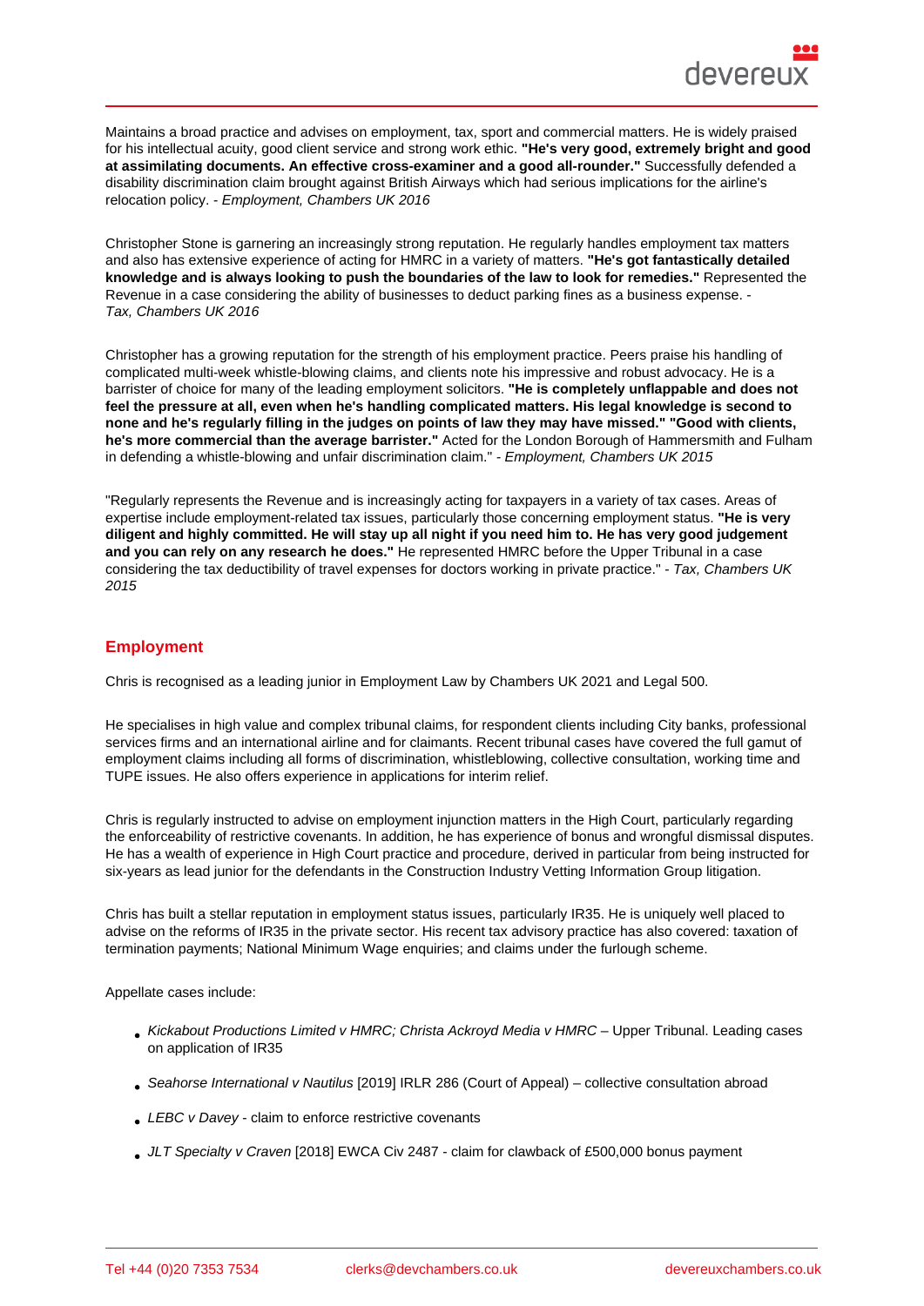Maintains a broad practice and advises on employment, tax, sport and commercial matters. He is widely praised for his intellectual acuity, good client service and strong work ethic. **"He's very good, extremely bright and good at assimilating documents. An effective cross-examiner and a good all-rounder."** Successfully defended a disability discrimination claim brought against British Airways which had serious implications for the airline's relocation policy. - *Employment, Chambers UK 2016*

Christopher Stone is garnering an increasingly strong reputation. He regularly handles employment tax matters and also has extensive experience of acting for HMRC in a variety of matters. **"He's got fantastically detailed knowledge and is always looking to push the boundaries of the law to look for remedies."** Represented the Revenue in a case considering the ability of businesses to deduct parking fines as a business expense. - *Tax, Chambers UK 2016*

Christopher has a growing reputation for the strength of his employment practice. Peers praise his handling of complicated multi-week whistle-blowing claims, and clients note his impressive and robust advocacy. He is a barrister of choice for many of the leading employment solicitors. **"He is completely unflappable and does not feel the pressure at all, even when he's handling complicated matters. His legal knowledge is second to none and he's regularly filling in the judges on points of law they may have missed." "Good with clients, he's more commercial than the average barrister."** Acted for the London Borough of Hammersmith and Fulham in defending a whistle-blowing and unfair discrimination claim." - *Employment, Chambers UK 2015*

"Regularly represents the Revenue and is increasingly acting for taxpayers in a variety of tax cases. Areas of expertise include employment-related tax issues, particularly those concerning employment status. **"He is very diligent and highly committed. He will stay up all night if you need him to. He has very good judgement and you can rely on any research he does."** He represented HMRC before the Upper Tribunal in a case considering the tax deductibility of travel expenses for doctors working in private practice." - *Tax, Chambers UK 2015*

## Employment

Chris is recognised as a leading junior in Employment Law by Chambers UK 2021 and Legal 500.

He specialises in high value and complex tribunal claims, for respondent clients including City banks, professional services firms and an international airline and for claimants. Recent tribunal cases have covered the full gamut of employment claims including all forms of discrimination, whistleblowing, collective consultation, working time and TUPE issues. He also offers experience in applications for interim relief.

Chris is regularly instructed to advise on employment injunction matters in the High Court, particularly regarding the enforceability of restrictive covenants. In addition, he has experience of bonus and wrongful dismissal disputes. He has a wealth of experience in High Court practice and procedure, derived in particular from being instructed for six-years as lead junior for the defendants in the Construction Industry Vetting Information Group litigation.

Chris has built a stellar reputation in employment status issues, particularly IR35. He is uniquely well placed to advise on the reforms of IR35 in the private sector. His recent tax advisory practice has also covered: taxation of termination payments; National Minimum Wage enquiries; and claims under the furlough scheme.

Appellate cases include:

- *Kickabout Productions Limited v HMRC; Christa Ackroyd Media v HMRC* – Upper Tribunal. Leading cases on application of IR35
- *Seahorse International v Nautilus* [2019] IRLR 286 (Court of Appeal) – collective consultation abroad
- *LEBC v Davey* - claim to enforce restrictive covenants
- *JLT Specialty v Craven* [2018] EWCA Civ 2487 - claim for clawback of £500,000 bonus payment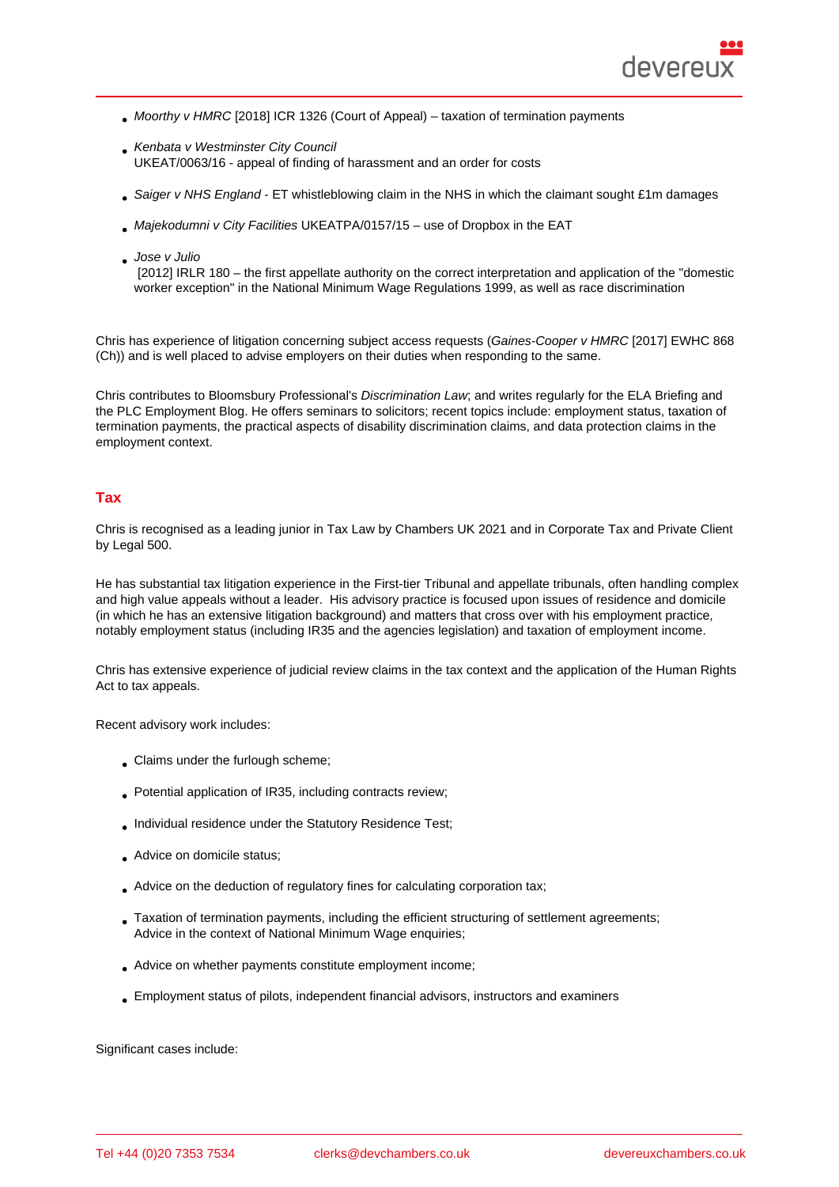- *Moorthy v HMRC* [2018] ICR 1326 (Court of Appeal) – taxation of termination payments
- *Kenbata v Westminster City Council* 
  UKEAT/0063/16 - appeal of finding of harassment and an order for costs
- *Saiger v NHS England* - ET whistleblowing claim in the NHS in which the claimant sought £1m damages
- *Majekodumni v City Facilities* UKEATPA/0157/15 – use of Dropbox in the EAT
- *Jose v Julio* 
  [2012] IRLR 180 – the first appellate authority on the correct interpretation and application of the "domestic worker exception" in the National Minimum Wage Regulations 1999, as well as race discrimination

Chris has experience of litigation concerning subject access requests (*Gaines-Cooper v HMRC* [2017] EWHC 868 (Ch)) and is well placed to advise employers on their duties when responding to the same.

Chris contributes to Bloomsbury Professional's *Discrimination Law*; and writes regularly for the ELA Briefing and the PLC Employment Blog. He offers seminars to solicitors; recent topics include: employment status, taxation of termination payments, the practical aspects of disability discrimination claims, and data protection claims in the employment context.

## Tax

Chris is recognised as a leading junior in Tax Law by Chambers UK 2021 and in Corporate Tax and Private Client by Legal 500.

He has substantial tax litigation experience in the First-tier Tribunal and appellate tribunals, often handling complex and high value appeals without a leader. His advisory practice is focused upon issues of residence and domicile (in which he has an extensive litigation background) and matters that cross over with his employment practice, notably employment status (including IR35 and the agencies legislation) and taxation of employment income.

Chris has extensive experience of judicial review claims in the tax context and the application of the Human Rights Act to tax appeals.

Recent advisory work includes:

- Claims under the furlough scheme;
- Potential application of IR35, including contracts review;
- Individual residence under the Statutory Residence Test;
- Advice on domicile status;
- Advice on the deduction of regulatory fines for calculating corporation tax;
- Taxation of termination payments, including the efficient structuring of settlement agreements;
  Advice in the context of National Minimum Wage enquiries;
- Advice on whether payments constitute employment income;
- Employment status of pilots, independent financial advisors, instructors and examiners

Significant cases include: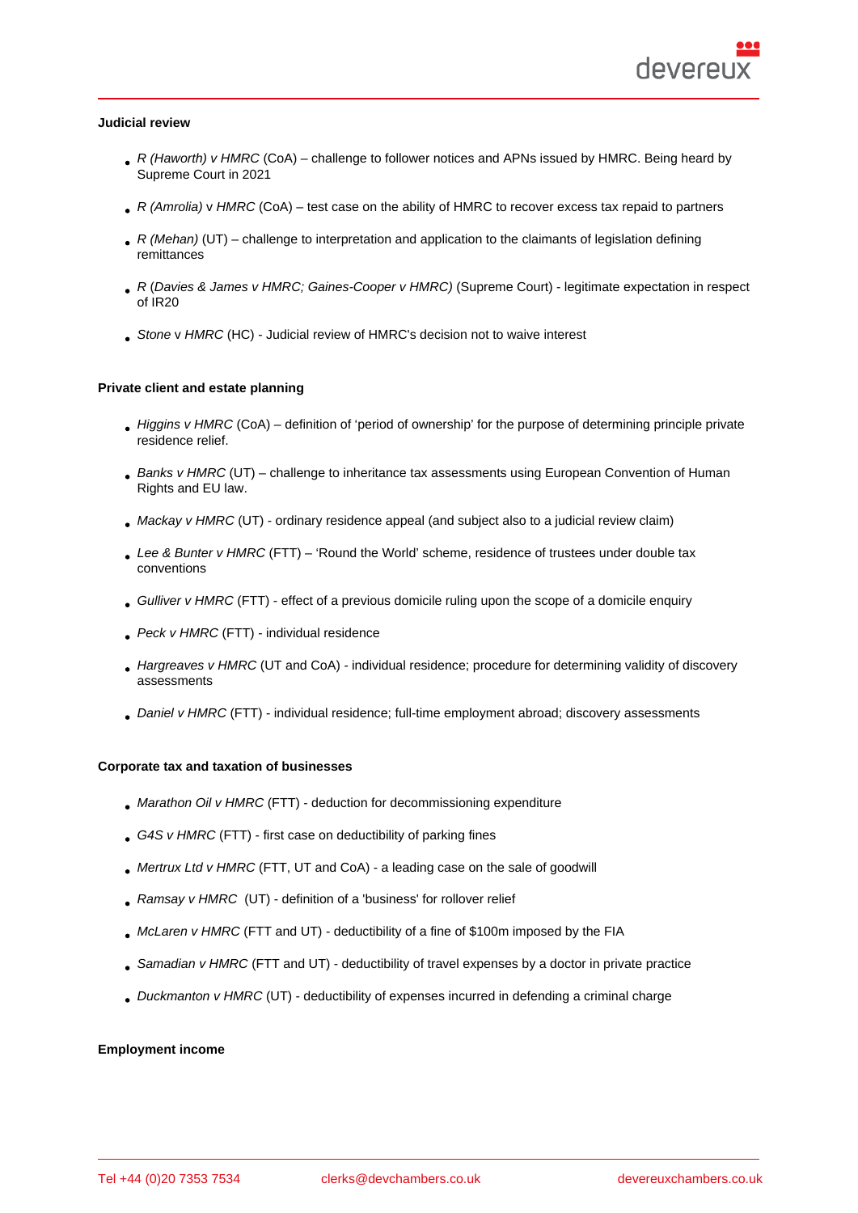**Judicial review**

- *R (Haworth) v HMRC* (CoA) – challenge to follower notices and APNs issued by HMRC. Being heard by Supreme Court in 2021
- *R (Amrolia)* v *HMRC* (CoA) – test case on the ability of HMRC to recover excess tax repaid to partners
- *R (Mehan)* (UT) – challenge to interpretation and application to the claimants of legislation defining remittances
- *R* (*Davies & James v HMRC; Gaines-Cooper v HMRC)* (Supreme Court) - legitimate expectation in respect of IR20
- *Stone* v *HMRC* (HC) - Judicial review of HMRC's decision not to waive interest

**Private client and estate planning**

- *Higgins v HMRC* (CoA) – definition of 'period of ownership' for the purpose of determining principle private residence relief.
- *Banks v HMRC* (UT) – challenge to inheritance tax assessments using European Convention of Human Rights and EU law.
- *Mackay v HMRC* (UT) - ordinary residence appeal (and subject also to a judicial review claim)
- *Lee & Bunter v HMRC* (FTT) – 'Round the World' scheme, residence of trustees under double tax conventions
- *Gulliver v HMRC* (FTT) - effect of a previous domicile ruling upon the scope of a domicile enquiry
- *Peck v HMRC* (FTT) - individual residence
- *Hargreaves v HMRC* (UT and CoA) - individual residence; procedure for determining validity of discovery assessments
- *Daniel v HMRC* (FTT) - individual residence; full-time employment abroad; discovery assessments

**Corporate tax and taxation of businesses**

- *Marathon Oil v HMRC* (FTT) - deduction for decommissioning expenditure
- *G4S v HMRC* (FTT) - first case on deductibility of parking fines
- *Mertrux Ltd v HMRC* (FTT, UT and CoA) - a leading case on the sale of goodwill
- *Ramsay v HMRC* (UT) - definition of a 'business' for rollover relief
- *McLaren v HMRC* (FTT and UT) - deductibility of a fine of $100m imposed by the FIA
- *Samadian v HMRC* (FTT and UT) - deductibility of travel expenses by a doctor in private practice
- *Duckmanton v HMRC* (UT) - deductibility of expenses incurred in defending a criminal charge

**Employment income**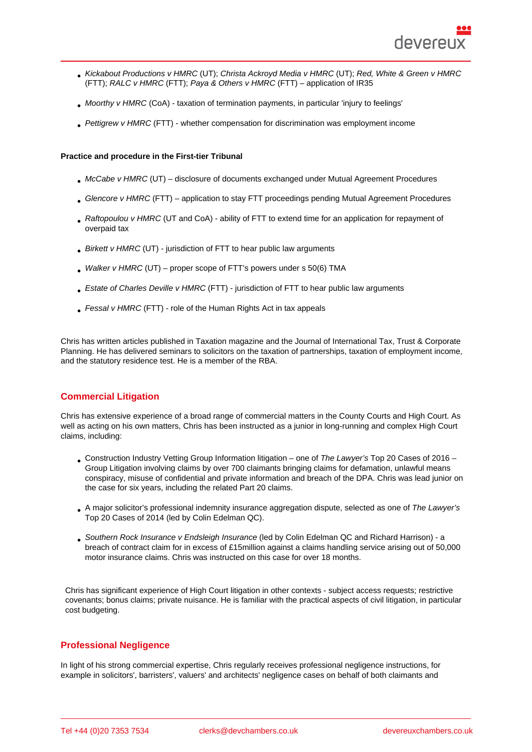- *Kickabout Productions v HMRC* (UT); *Christa Ackroyd Media v HMRC* (UT); *Red, White & Green v HMRC* (FTT); *RALC v HMRC* (FTT); *Paya & Others v HMRC* (FTT) – application of IR35
- *Moorthy v HMRC* (CoA) - taxation of termination payments, in particular 'injury to feelings'
- *Pettigrew v HMRC* (FTT) - whether compensation for discrimination was employment income

**Practice and procedure in the First-tier Tribunal**

- *McCabe v HMRC* (UT) – disclosure of documents exchanged under Mutual Agreement Procedures
- *Glencore v HMRC* (FTT) – application to stay FTT proceedings pending Mutual Agreement Procedures
- *Raftopoulou v HMRC* (UT and CoA) - ability of FTT to extend time for an application for repayment of overpaid tax
- *Birkett v HMRC* (UT) - jurisdiction of FTT to hear public law arguments
- *Walker v HMRC* (UT) – proper scope of FTT's powers under s 50(6) TMA
- *Estate of Charles Deville v HMRC* (FTT) - jurisdiction of FTT to hear public law arguments
- *Fessal v HMRC* (FTT) - role of the Human Rights Act in tax appeals

Chris has written articles published in Taxation magazine and the Journal of International Tax, Trust & Corporate Planning. He has delivered seminars to solicitors on the taxation of partnerships, taxation of employment income, and the statutory residence test. He is a member of the RBA.

## Commercial Litigation

Chris has extensive experience of a broad range of commercial matters in the County Courts and High Court. As well as acting on his own matters, Chris has been instructed as a junior in long-running and complex High Court claims, including:

- Construction Industry Vetting Group Information litigation – one of *The Lawyer's* Top 20 Cases of 2016 – Group Litigation involving claims by over 700 claimants bringing claims for defamation, unlawful means conspiracy, misuse of confidential and private information and breach of the DPA. Chris was lead junior on the case for six years, including the related Part 20 claims.
- A major solicitor's professional indemnity insurance aggregation dispute, selected as one of *The Lawyer's* Top 20 Cases of 2014 (led by Colin Edelman QC).
- *Southern Rock Insurance v Endsleigh Insurance* (led by Colin Edelman QC and Richard Harrison) - a breach of contract claim for in excess of £15million against a claims handling service arising out of 50,000 motor insurance claims. Chris was instructed on this case for over 18 months.

Chris has significant experience of High Court litigation in other contexts - subject access requests; restrictive covenants; bonus claims; private nuisance. He is familiar with the practical aspects of civil litigation, in particular cost budgeting.

## Professional Negligence

In light of his strong commercial expertise, Chris regularly receives professional negligence instructions, for example in solicitors', barristers', valuers' and architects' negligence cases on behalf of both claimants and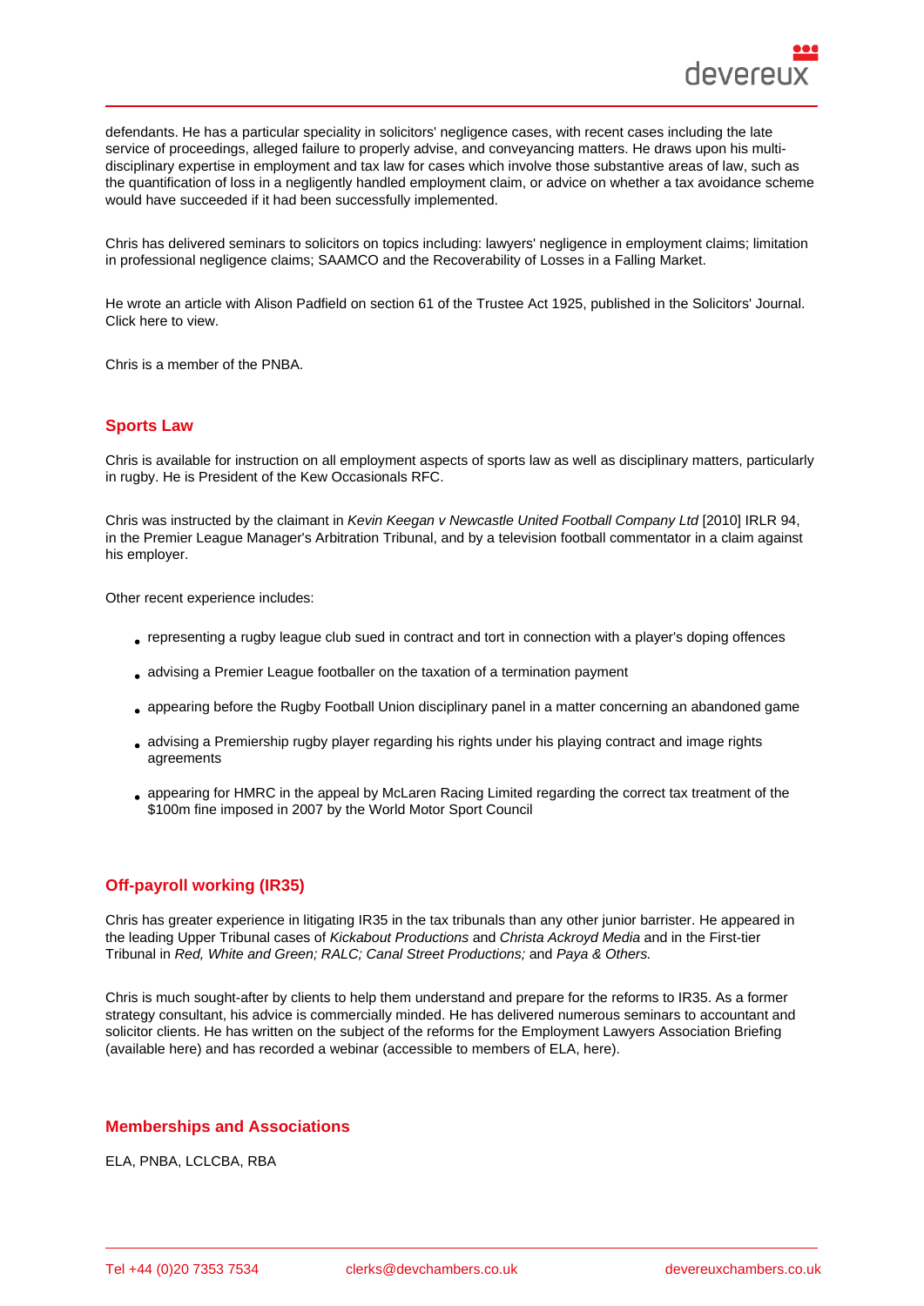defendants. He has a particular speciality in solicitors' negligence cases, with recent cases including the late service of proceedings, alleged failure to properly advise, and conveyancing matters. He draws upon his multi-disciplinary expertise in employment and tax law for cases which involve those substantive areas of law, such as the quantification of loss in a negligently handled employment claim, or advice on whether a tax avoidance scheme would have succeeded if it had been successfully implemented.

Chris has delivered seminars to solicitors on topics including: lawyers' negligence in employment claims; limitation in professional negligence claims; SAAMCO and the Recoverability of Losses in a Falling Market.

He wrote an article with Alison Padfield on section 61 of the Trustee Act 1925, published in the Solicitors' Journal. Click here to view.

Chris is a member of the PNBA.

## Sports Law

Chris is available for instruction on all employment aspects of sports law as well as disciplinary matters, particularly in rugby. He is President of the Kew Occasionals RFC.

Chris was instructed by the claimant in *Kevin Keegan v Newcastle United Football Company Ltd* [2010] IRLR 94, in the Premier League Manager's Arbitration Tribunal, and by a television football commentator in a claim against his employer.

Other recent experience includes:

- representing a rugby league club sued in contract and tort in connection with a player's doping offences
- advising a Premier League footballer on the taxation of a termination payment
- appearing before the Rugby Football Union disciplinary panel in a matter concerning an abandoned game
- advising a Premiership rugby player regarding his rights under his playing contract and image rights agreements
- appearing for HMRC in the appeal by McLaren Racing Limited regarding the correct tax treatment of the $100m fine imposed in 2007 by the World Motor Sport Council

## Off-payroll working (IR35)

Chris has greater experience in litigating IR35 in the tax tribunals than any other junior barrister. He appeared in the leading Upper Tribunal cases of *Kickabout Productions* and *Christa Ackroyd Media* and in the First-tier Tribunal in *Red, White and Green; RALC; Canal Street Productions;* and *Paya & Others.*

Chris is much sought-after by clients to help them understand and prepare for the reforms to IR35. As a former strategy consultant, his advice is commercially minded. He has delivered numerous seminars to accountant and solicitor clients. He has written on the subject of the reforms for the Employment Lawyers Association Briefing (available here) and has recorded a webinar (accessible to members of ELA, here).

## Memberships and Associations

ELA, PNBA, LCLCBA, RBA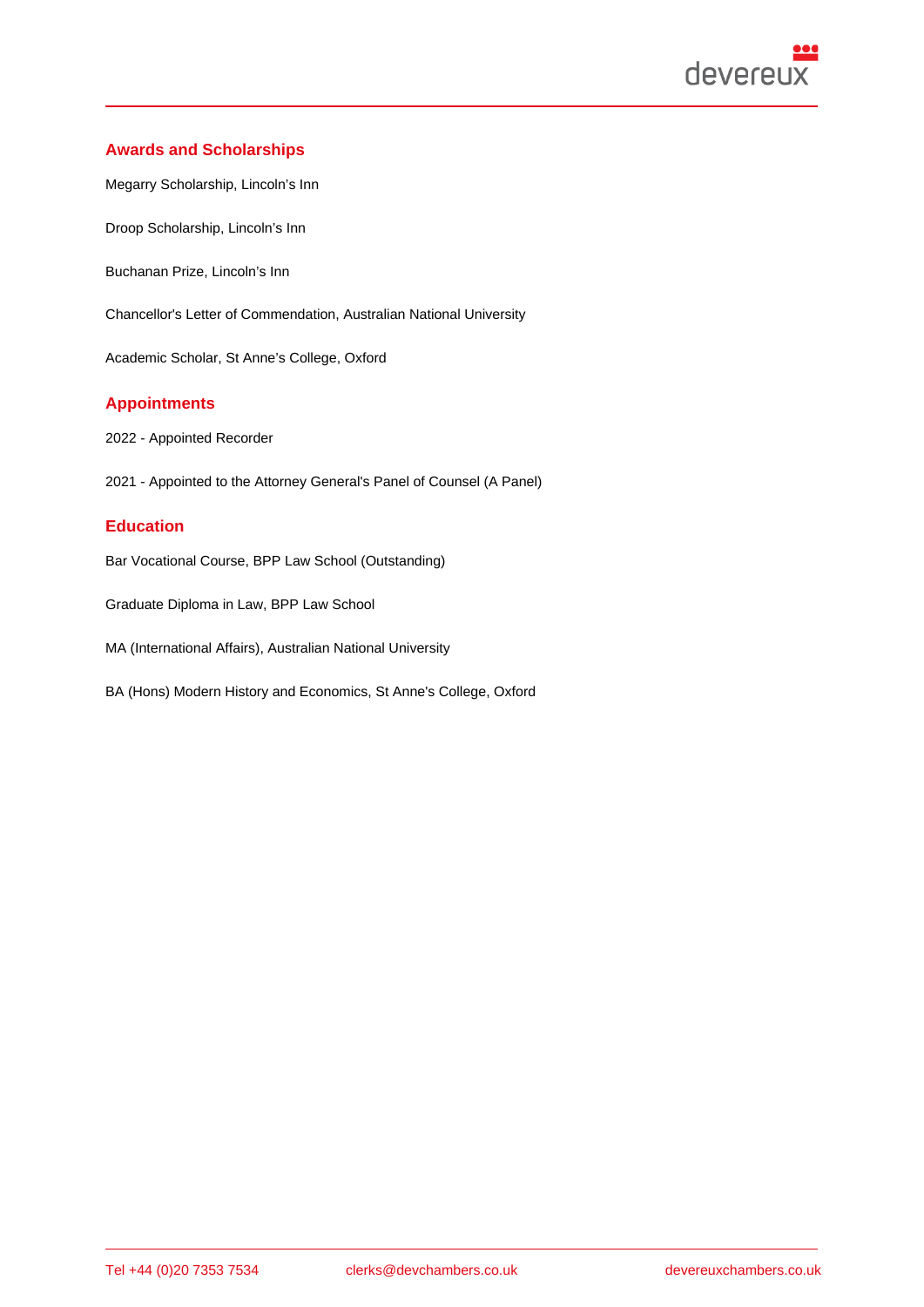## Awards and Scholarships

Megarry Scholarship, Lincoln’s Inn

Droop Scholarship, Lincoln’s Inn

Buchanan Prize, Lincoln’s Inn

Chancellor's Letter of Commendation, Australian National University

Academic Scholar, St Anne’s College, Oxford

## Appointments

2022 - Appointed Recorder

2021 - Appointed to the Attorney General's Panel of Counsel (A Panel)

## Education

Bar Vocational Course, BPP Law School (Outstanding)

Graduate Diploma in Law, BPP Law School

MA (International Affairs), Australian National University

BA (Hons) Modern History and Economics, St Anne's College, Oxford